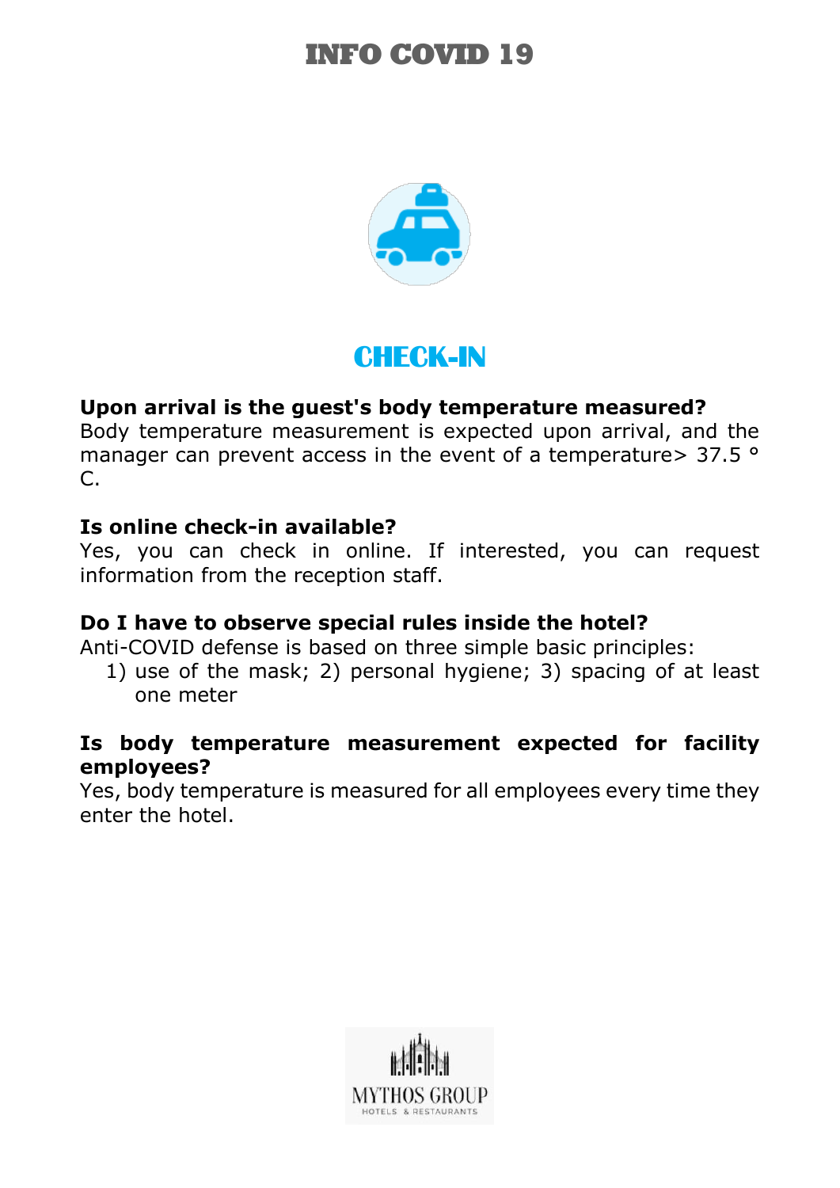# INFO COVID 19

## CHECK-IN

**Upon arrival is the guest's body temperature measured?**
Body temperature measurement is expected upon arrival, and the manager can prevent access in the event of a temperature> 37.5 ° C.

**Is online check-in available?**
Yes, you can check in online. If interested, you can request information from the reception staff.

**Do I have to observe special rules inside the hotel?**
Anti-COVID defense is based on three simple basic principles:

1) use of the mask; 2) personal hygiene; 3) spacing of at least one meter

**Is body temperature measurement expected for facility employees?**
Yes, body temperature is measured for all employees every time they enter the hotel.

MYTHOS GROUP
HOTELS & RESTAURANTS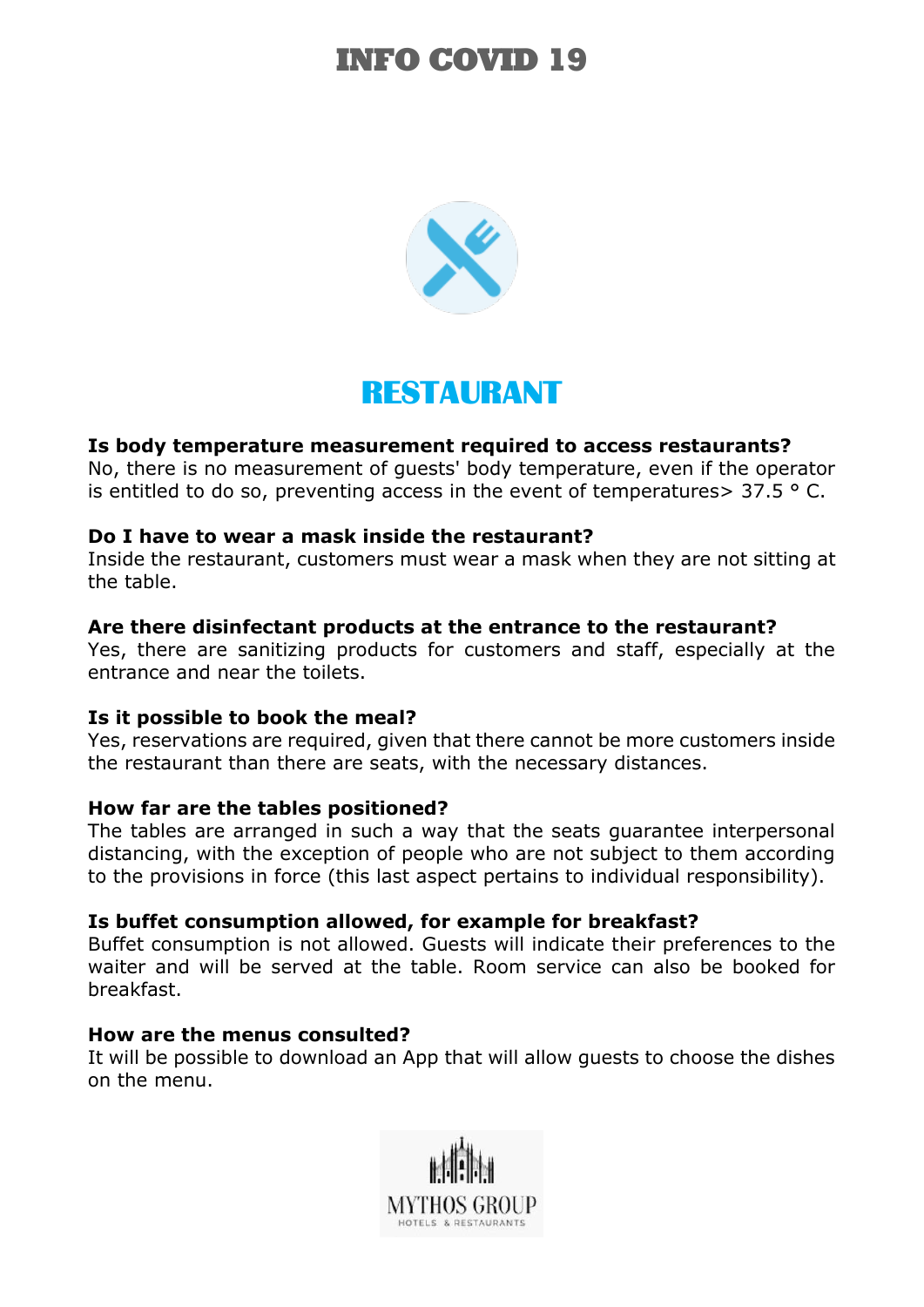# INFO COVID 19

## RESTAURANT

**Is body temperature measurement required to access restaurants?**
No, there is no measurement of guests' body temperature, even if the operator is entitled to do so, preventing access in the event of temperatures> 37.5 ° C.

**Do I have to wear a mask inside the restaurant?**
Inside the restaurant, customers must wear a mask when they are not sitting at the table.

**Are there disinfectant products at the entrance to the restaurant?**
Yes, there are sanitizing products for customers and staff, especially at the entrance and near the toilets.

**Is it possible to book the meal?**
Yes, reservations are required, given that there cannot be more customers inside the restaurant than there are seats, with the necessary distances.

**How far are the tables positioned?**
The tables are arranged in such a way that the seats guarantee interpersonal distancing, with the exception of people who are not subject to them according to the provisions in force (this last aspect pertains to individual responsibility).

**Is buffet consumption allowed, for example for breakfast?**
Buffet consumption is not allowed. Guests will indicate their preferences to the waiter and will be served at the table. Room service can also be booked for breakfast.

**How are the menus consulted?**
It will be possible to download an App that will allow guests to choose the dishes on the menu.

MYTHOS GROUP
HOTELS & RESTAURANTS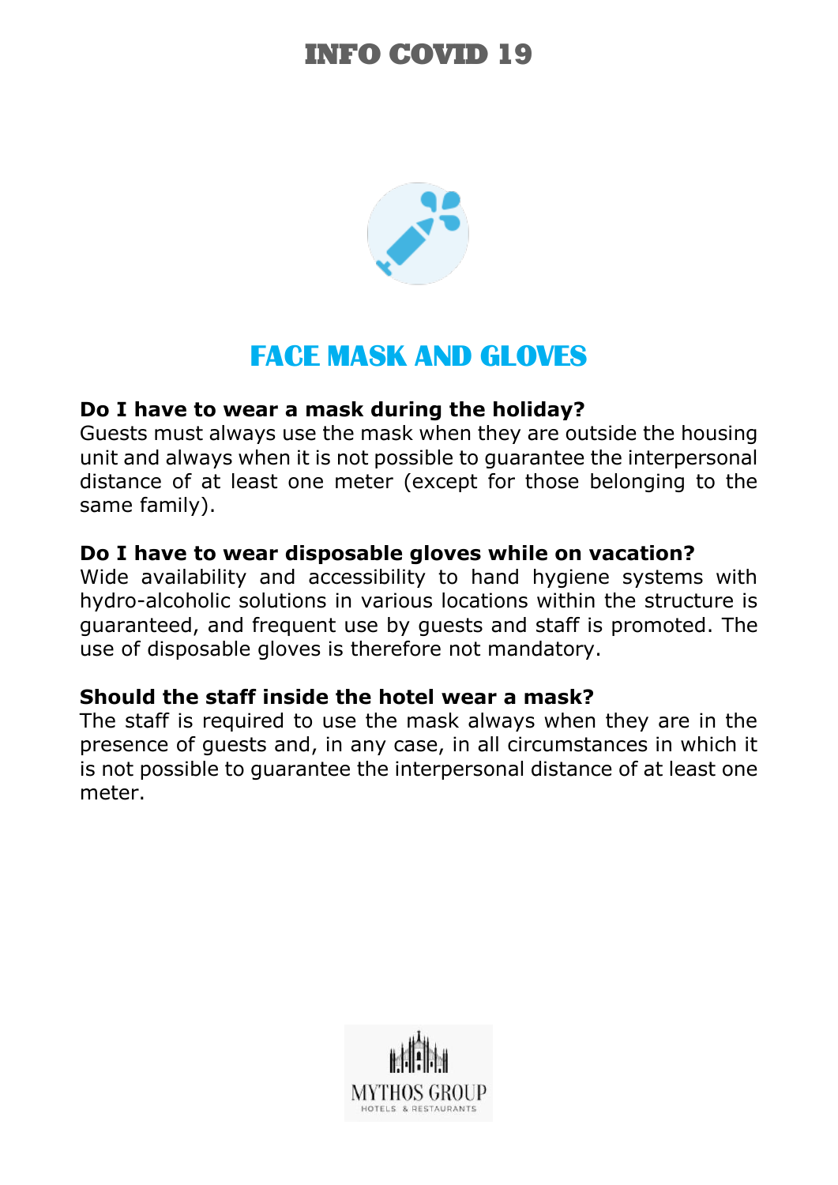# INFO COVID 19

## FACE MASK AND GLOVES

**Do I have to wear a mask during the holiday?**
Guests must always use the mask when they are outside the housing unit and always when it is not possible to guarantee the interpersonal distance of at least one meter (except for those belonging to the same family).

**Do I have to wear disposable gloves while on vacation?**
Wide availability and accessibility to hand hygiene systems with hydro-alcoholic solutions in various locations within the structure is guaranteed, and frequent use by guests and staff is promoted. The use of disposable gloves is therefore not mandatory.

**Should the staff inside the hotel wear a mask?**
The staff is required to use the mask always when they are in the presence of guests and, in any case, in all circumstances in which it is not possible to guarantee the interpersonal distance of at least one meter.

MYTHOS GROUP
HOTELS & RESTAURANTS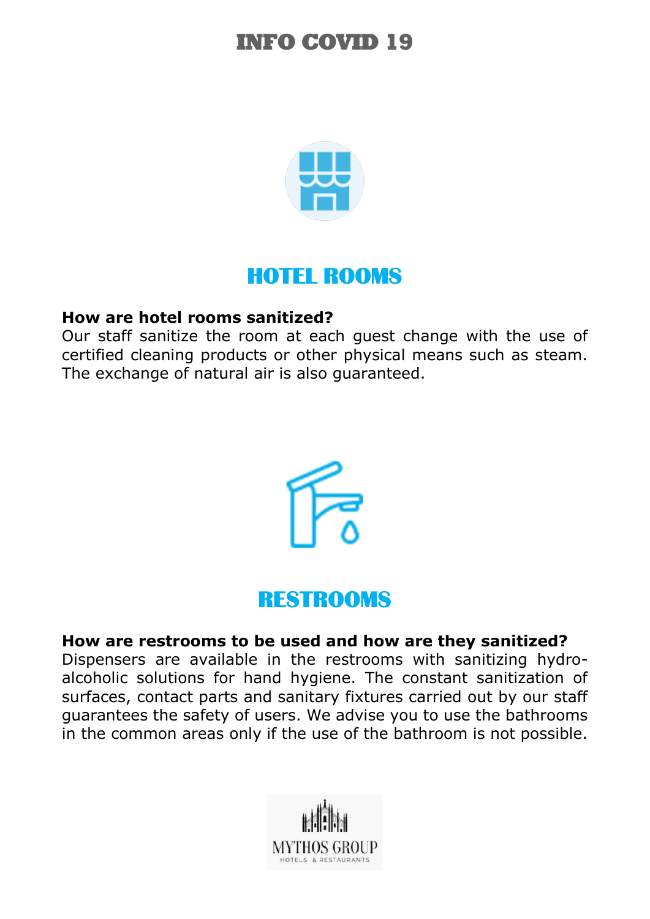# INFO COVID 19

## HOTEL ROOMS

**How are hotel rooms sanitized?**
Our staff sanitize the room at each guest change with the use of certified cleaning products or other physical means such as steam. The exchange of natural air is also guaranteed.

## RESTROOMS

**How are restrooms to be used and how are they sanitized?**
Dispensers are available in the restrooms with sanitizing hydro-alcoholic solutions for hand hygiene. The constant sanitization of surfaces, contact parts and sanitary fixtures carried out by our staff guarantees the safety of users. We advise you to use the bathrooms in the common areas only if the use of the bathroom is not possible.

MYTHOS GROUP
HOTELS & RESTAURANTS